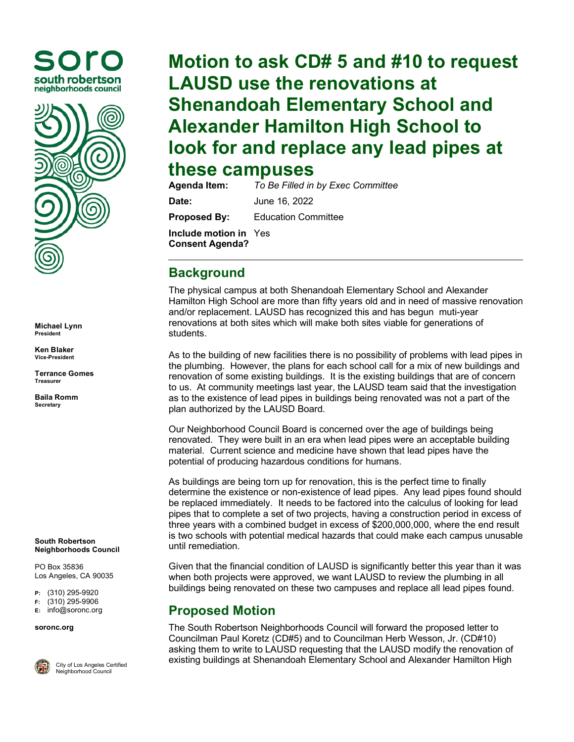soro
south robertson
neighborhoods council

**Michael Lynn**
President

**Ken Blaker**
Vice-President

**Terrance Gomes**
Treasurer

**Baila Romm**
Secretary

**South Robertson Neighborhoods Council**

PO Box 35836
Los Angeles, CA 90035

**P:** (310) 295-9920
**F:** (310) 295-9906
**E:** info@soronc.org

**soronc.org**

City of Los Angeles Certified Neighborhood Council

# Motion to ask CD# 5 and #10 to request LAUSD use the renovations at Shenandoah Elementary School and Alexander Hamilton High School to look for and replace any lead pipes at these campuses

**Agenda Item:** *To Be Filled in by Exec Committee*

**Date:** June 16, 2022

**Proposed By:** Education Committee

**Include motion in Consent Agenda?** Yes

---

## Background

The physical campus at both Shenandoah Elementary School and Alexander Hamilton High School are more than fifty years old and in need of massive renovation and/or replacement. LAUSD has recognized this and has begun muti-year renovations at both sites which will make both sites viable for generations of students.

As to the building of new facilities there is no possibility of problems with lead pipes in the plumbing. However, the plans for each school call for a mix of new buildings and renovation of some existing buildings. It is the existing buildings that are of concern to us. At community meetings last year, the LAUSD team said that the investigation as to the existence of lead pipes in buildings being renovated was not a part of the plan authorized by the LAUSD Board.

Our Neighborhood Council Board is concerned over the age of buildings being renovated. They were built in an era when lead pipes were an acceptable building material. Current science and medicine have shown that lead pipes have the potential of producing hazardous conditions for humans.

As buildings are being torn up for renovation, this is the perfect time to finally determine the existence or non-existence of lead pipes. Any lead pipes found should be replaced immediately. It needs to be factored into the calculus of looking for lead pipes that to complete a set of two projects, having a construction period in excess of three years with a combined budget in excess of $200,000,000, where the end result is two schools with potential medical hazards that could make each campus unusable until remediation.

Given that the financial condition of LAUSD is significantly better this year than it was when both projects were approved, we want LAUSD to review the plumbing in all buildings being renovated on these two campuses and replace all lead pipes found.

## Proposed Motion

The South Robertson Neighborhoods Council will forward the proposed letter to Councilman Paul Koretz (CD#5) and to Councilman Herb Wesson, Jr. (CD#10) asking them to write to LAUSD requesting that the LAUSD modify the renovation of existing buildings at Shenandoah Elementary School and Alexander Hamilton High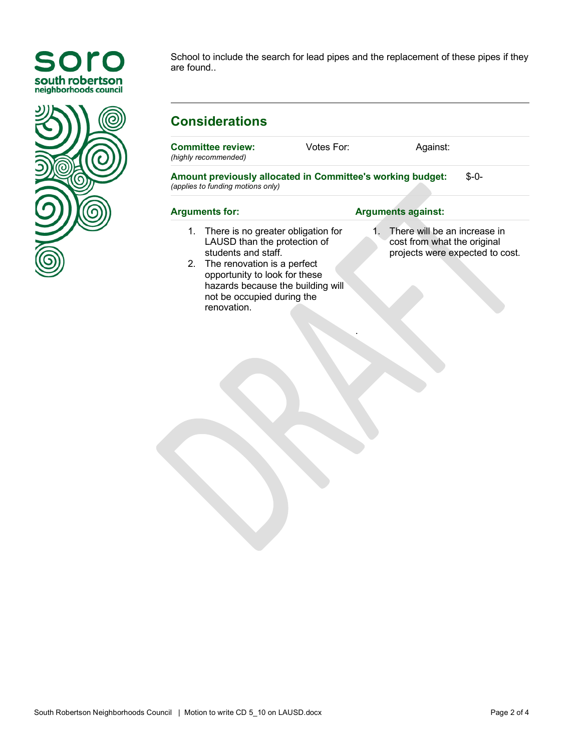School to include the search for lead pipes and the replacement of these pipes if they are found..

---

## Considerations

| **Committee review:** *(highly recommended)* | Votes For: | Against: |
|---|---|---|

**Amount previously allocated in Committee's working budget:** $-0-
*(applies to funding motions only)*

| **Arguments for:** | **Arguments against:** |
|---|---|
| 1. There is no greater obligation for LAUSD than the protection of students and staff.<br>2. The renovation is a perfect opportunity to look for these hazards because the building will not be occupied during the renovation. | 1. There will be an increase in cost from what the original projects were expected to cost. |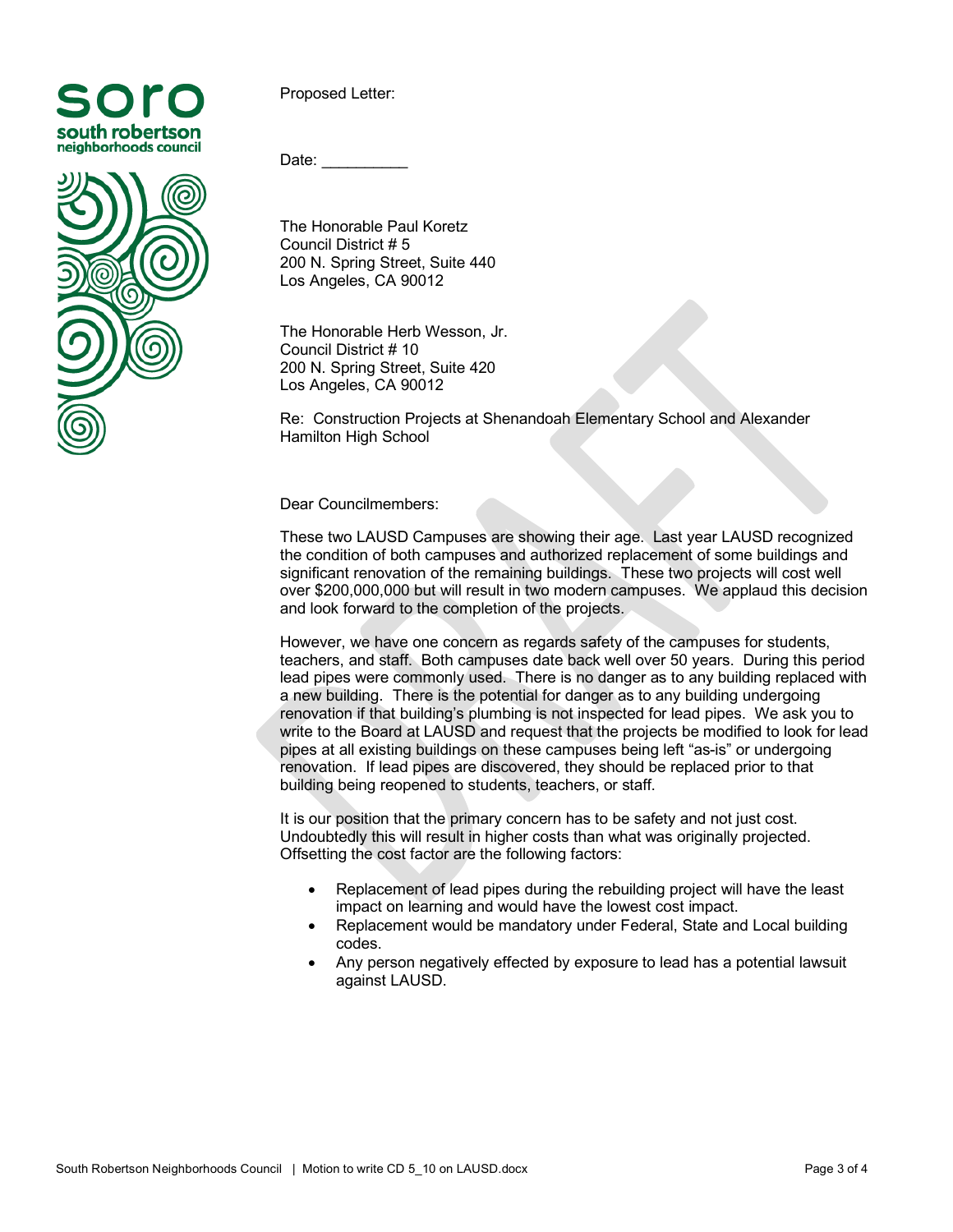soro
south robertson
neighborhoods council

Proposed Letter:

Date: __________

The Honorable Paul Koretz
Council District # 5
200 N. Spring Street, Suite 440
Los Angeles, CA 90012

The Honorable Herb Wesson, Jr.
Council District # 10
200 N. Spring Street, Suite 420
Los Angeles, CA 90012

Re: Construction Projects at Shenandoah Elementary School and Alexander Hamilton High School

Dear Councilmembers:

These two LAUSD Campuses are showing their age. Last year LAUSD recognized the condition of both campuses and authorized replacement of some buildings and significant renovation of the remaining buildings. These two projects will cost well over $200,000,000 but will result in two modern campuses. We applaud this decision and look forward to the completion of the projects.

However, we have one concern as regards safety of the campuses for students, teachers, and staff. Both campuses date back well over 50 years. During this period lead pipes were commonly used. There is no danger as to any building replaced with a new building. There is the potential for danger as to any building undergoing renovation if that building's plumbing is not inspected for lead pipes. We ask you to write to the Board at LAUSD and request that the projects be modified to look for lead pipes at all existing buildings on these campuses being left "as-is" or undergoing renovation. If lead pipes are discovered, they should be replaced prior to that building being reopened to students, teachers, or staff.

It is our position that the primary concern has to be safety and not just cost. Undoubtedly this will result in higher costs than what was originally projected. Offsetting the cost factor are the following factors:

- Replacement of lead pipes during the rebuilding project will have the least impact on learning and would have the lowest cost impact.
- Replacement would be mandatory under Federal, State and Local building codes.
- Any person negatively effected by exposure to lead has a potential lawsuit against LAUSD.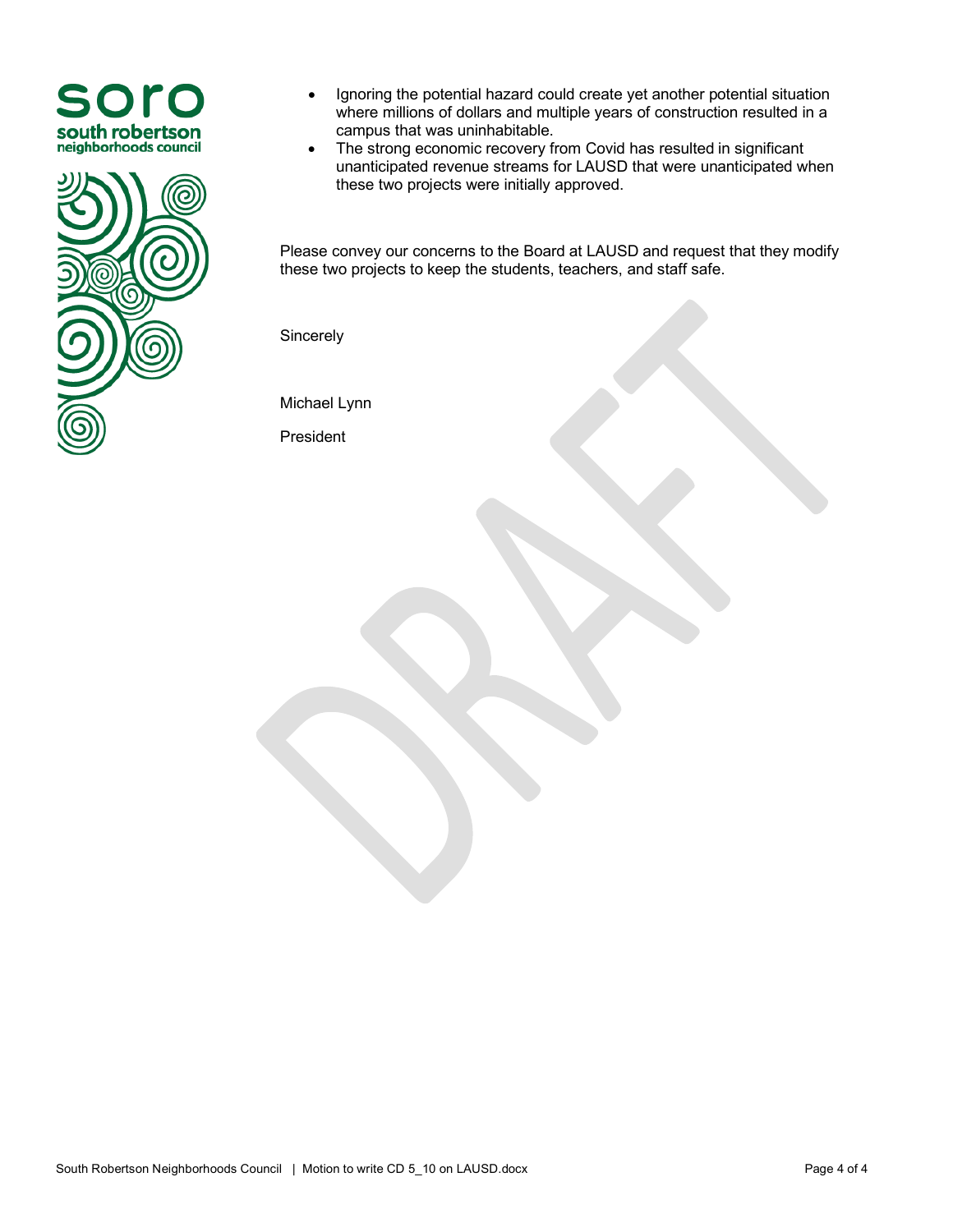- Ignoring the potential hazard could create yet another potential situation where millions of dollars and multiple years of construction resulted in a campus that was uninhabitable.
- The strong economic recovery from Covid has resulted in significant unanticipated revenue streams for LAUSD that were unanticipated when these two projects were initially approved.

Please convey our concerns to the Board at LAUSD and request that they modify these two projects to keep the students, teachers, and staff safe.

Sincerely

Michael Lynn

President